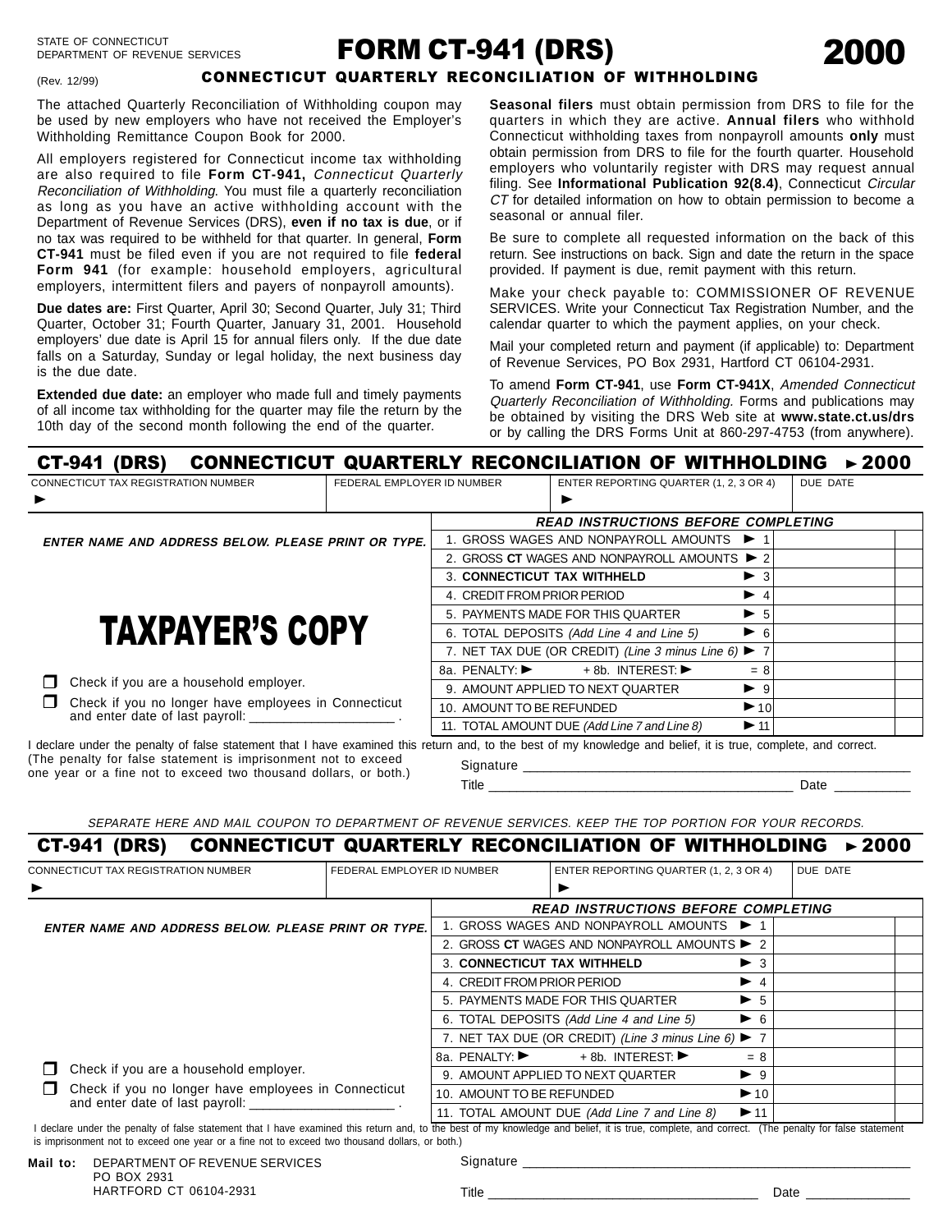STATE OF CONNECTICUT
DEPARTMENT OF REVENUE SERVICES

(Rev. 12/99)

# FORM CT-941 (DRS) 2000

## CONNECTICUT QUARTERLY RECONCILIATION OF WITHHOLDING

The attached Quarterly Reconciliation of Withholding coupon may be used by new employers who have not received the Employer's Withholding Remittance Coupon Book for 2000.

All employers registered for Connecticut income tax withholding are also required to file **Form CT-941,** *Connecticut Quarterly Reconciliation of Withholding*. You must file a quarterly reconciliation as long as you have an active withholding account with the Department of Revenue Services (DRS), **even if no tax is due**, or if no tax was required to be withheld for that quarter. In general, **Form CT-941** must be filed even if you are not required to file **federal Form 941** (for example: household employers, agricultural employers, intermittent filers and payers of nonpayroll amounts).

**Due dates are:** First Quarter, April 30; Second Quarter, July 31; Third Quarter, October 31; Fourth Quarter, January 31, 2001. Household employers' due date is April 15 for annual filers only. If the due date falls on a Saturday, Sunday or legal holiday, the next business day is the due date.

**Extended due date:** an employer who made full and timely payments of all income tax withholding for the quarter may file the return by the 10th day of the second month following the end of the quarter.

**Seasonal filers** must obtain permission from DRS to file for the quarters in which they are active. **Annual filers** who withhold Connecticut withholding taxes from nonpayroll amounts **only** must obtain permission from DRS to file for the fourth quarter. Household employers who voluntarily register with DRS may request annual filing. See **Informational Publication 92(8.4)**, Connecticut *Circular CT* for detailed information on how to obtain permission to become a seasonal or annual filer.

Be sure to complete all requested information on the back of this return. See instructions on back. Sign and date the return in the space provided. If payment is due, remit payment with this return.

Make your check payable to: COMMISSIONER OF REVENUE SERVICES. Write your Connecticut Tax Registration Number, and the calendar quarter to which the payment applies, on your check.

Mail your completed return and payment (if applicable) to: Department of Revenue Services, PO Box 2931, Hartford CT 06104-2931.

To amend **Form CT-941**, use **Form CT-941X**, *Amended Connecticut Quarterly Reconciliation of Withholding.* Forms and publications may be obtained by visiting the DRS Web site at **www.state.ct.us/drs** or by calling the DRS Forms Unit at 860-297-4753 (from anywhere).

## CT-941 (DRS) CONNECTICUT QUARTERLY RECONCILIATION OF WITHHOLDING ► 2000

| CONNECTICUT TAX REGISTRATION NUMBER | FEDERAL EMPLOYER ID NUMBER | ENTER REPORTING QUARTER (1, 2, 3 OR 4) | DUE DATE |
|---|---|---|---|
| ► | | ► | |

***ENTER NAME AND ADDRESS BELOW. PLEASE PRINT OR TYPE.***

**TAXPAYER'S COPY**

☐ Check if you are a household employer.

☐ Check if you no longer have employees in Connecticut and enter date of last payroll: ____________________ .

| *READ INSTRUCTIONS BEFORE COMPLETING* | | |
|---|---|---|
| 1. GROSS WAGES AND NONPAYROLL AMOUNTS ► 1 | | |
| 2. GROSS **CT** WAGES AND NONPAYROLL AMOUNTS ► 2 | | |
| 3. **CONNECTICUT TAX WITHHELD** ► 3 | | |
| 4. CREDIT FROM PRIOR PERIOD ► 4 | | |
| 5. PAYMENTS MADE FOR THIS QUARTER ► 5 | | |
| 6. TOTAL DEPOSITS *(Add Line 4 and Line 5)* ► 6 | | |
| 7. NET TAX DUE (OR CREDIT) *(Line 3 minus Line 6)* ► 7 | | |
| 8a. PENALTY: ► + 8b. INTEREST: ► = 8 | | |
| 9. AMOUNT APPLIED TO NEXT QUARTER ► 9 | | |
| 10. AMOUNT TO BE REFUNDED ► 10 | | |
| 11. TOTAL AMOUNT DUE *(Add Line 7 and Line 8)* ► 11 | | |

I declare under the penalty of false statement that I have examined this return and, to the best of my knowledge and belief, it is true, complete, and correct. (The penalty for false statement is imprisonment not to exceed one year or a fine not to exceed two thousand dollars, or both.)

Signature ____________________________________________

Title ____________________________________ Date __________

*SEPARATE HERE AND MAIL COUPON TO DEPARTMENT OF REVENUE SERVICES. KEEP THE TOP PORTION FOR YOUR RECORDS.*

## CT-941 (DRS) CONNECTICUT QUARTERLY RECONCILIATION OF WITHHOLDING ► 2000

| CONNECTICUT TAX REGISTRATION NUMBER | FEDERAL EMPLOYER ID NUMBER | ENTER REPORTING QUARTER (1, 2, 3 OR 4) | DUE DATE |
|---|---|---|---|
| ► | | ► | |

***ENTER NAME AND ADDRESS BELOW. PLEASE PRINT OR TYPE.***

☐ Check if you are a household employer.

☐ Check if you no longer have employees in Connecticut and enter date of last payroll: ____________________ .

| *READ INSTRUCTIONS BEFORE COMPLETING* | | |
|---|---|---|
| 1. GROSS WAGES AND NONPAYROLL AMOUNTS ► 1 | | |
| 2. GROSS **CT** WAGES AND NONPAYROLL AMOUNTS ► 2 | | |
| 3. **CONNECTICUT TAX WITHHELD** ► 3 | | |
| 4. CREDIT FROM PRIOR PERIOD ► 4 | | |
| 5. PAYMENTS MADE FOR THIS QUARTER ► 5 | | |
| 6. TOTAL DEPOSITS *(Add Line 4 and Line 5)* ► 6 | | |
| 7. NET TAX DUE (OR CREDIT) *(Line 3 minus Line 6)* ► 7 | | |
| 8a. PENALTY: ► + 8b. INTEREST: ► = 8 | | |
| 9. AMOUNT APPLIED TO NEXT QUARTER ► 9 | | |
| 10. AMOUNT TO BE REFUNDED ► 10 | | |
| 11. TOTAL AMOUNT DUE *(Add Line 7 and Line 8)* ► 11 | | |

I declare under the penalty of false statement that I have examined this return and, to the best of my knowledge and belief, it is true, complete, and correct. (The penalty for false statement is imprisonment not to exceed one year or a fine not to exceed two thousand dollars, or both.)

**Mail to:** DEPARTMENT OF REVENUE SERVICES
PO BOX 2931
HARTFORD CT 06104-2931

Signature ____________________________________________

Title ____________________________________ Date ______________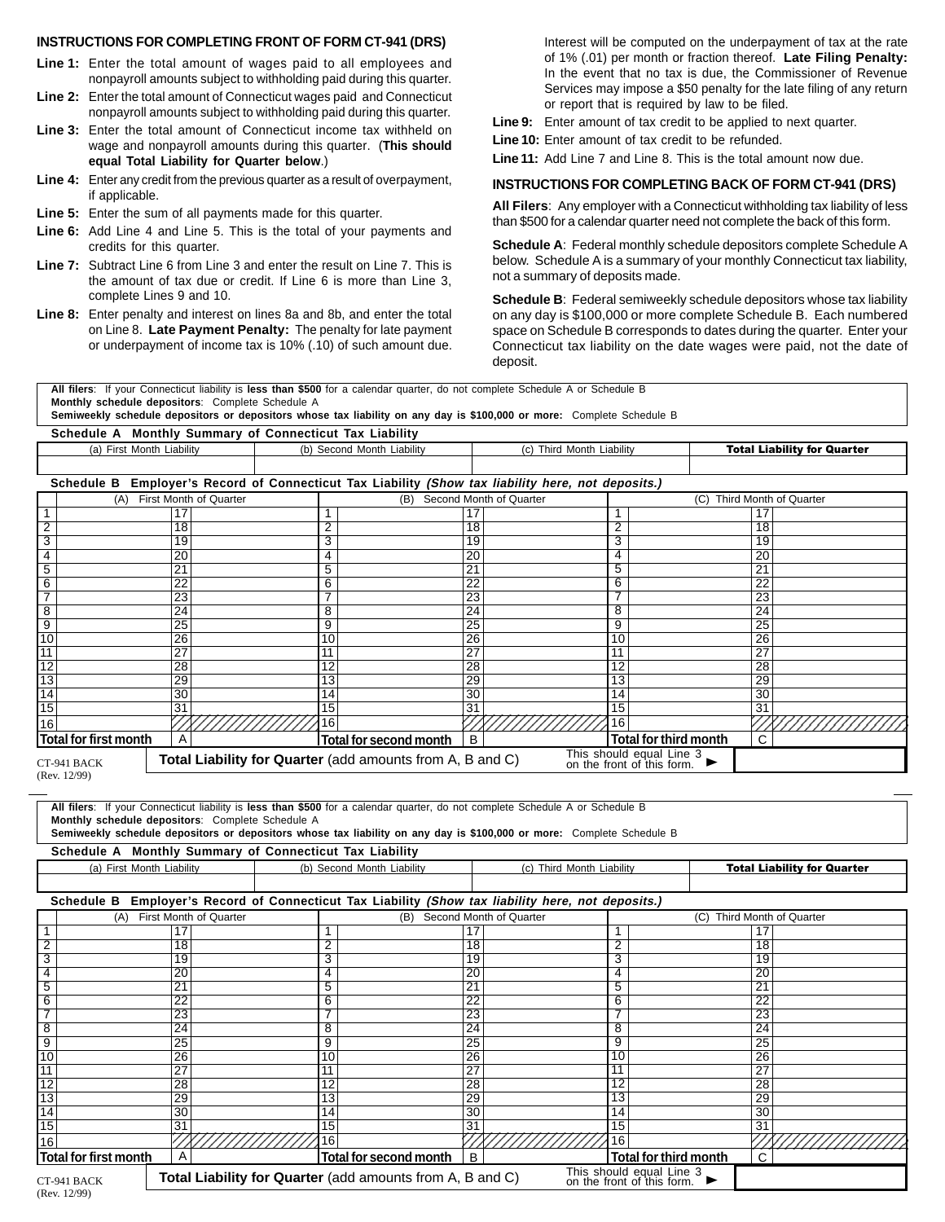## INSTRUCTIONS FOR COMPLETING FRONT OF FORM CT-941 (DRS)

**Line 1:** Enter the total amount of wages paid to all employees and nonpayroll amounts subject to withholding paid during this quarter.

**Line 2:** Enter the total amount of Connecticut wages paid and Connecticut nonpayroll amounts subject to withholding paid during this quarter.

**Line 3:** Enter the total amount of Connecticut income tax withheld on wage and nonpayroll amounts during this quarter. (**This should equal Total Liability for Quarter below**.)

**Line 4:** Enter any credit from the previous quarter as a result of overpayment, if applicable.

**Line 5:** Enter the sum of all payments made for this quarter.

**Line 6:** Add Line 4 and Line 5. This is the total of your payments and credits for this quarter.

**Line 7:** Subtract Line 6 from Line 3 and enter the result on Line 7. This is the amount of tax due or credit. If Line 6 is more than Line 3, complete Lines 9 and 10.

**Line 8:** Enter penalty and interest on lines 8a and 8b, and enter the total on Line 8. **Late Payment Penalty:** The penalty for late payment or underpayment of income tax is 10% (.10) of such amount due. Interest will be computed on the underpayment of tax at the rate of 1% (.01) per month or fraction thereof. **Late Filing Penalty:** In the event that no tax is due, the Commissioner of Revenue Services may impose a $50 penalty for the late filing of any return or report that is required by law to be filed.

**Line 9:** Enter amount of tax credit to be applied to next quarter.

**Line 10:** Enter amount of tax credit to be refunded.

**Line 11:** Add Line 7 and Line 8. This is the total amount now due.

## INSTRUCTIONS FOR COMPLETING BACK OF FORM CT-941 (DRS)

**All Filers**: Any employer with a Connecticut withholding tax liability of less than $500 for a calendar quarter need not complete the back of this form.

**Schedule A**: Federal monthly schedule depositors complete Schedule A below. Schedule A is a summary of your monthly Connecticut tax liability, not a summary of deposits made.

**Schedule B**: Federal semiweekly schedule depositors whose tax liability on any day is $100,000 or more complete Schedule B. Each numbered space on Schedule B corresponds to dates during the quarter. Enter your Connecticut tax liability on the date wages were paid, not the date of deposit.

---

**All filers**: If your Connecticut liability is **less than $500** for a calendar quarter, do not complete Schedule A or Schedule B
**Monthly schedule depositors**: Complete Schedule A
**Semiweekly schedule depositors or depositors whose tax liability on any day is $100,000 or more:** Complete Schedule B

### Schedule A Monthly Summary of Connecticut Tax Liability

| (a) First Month Liability | (b) Second Month Liability | (c) Third Month Liability | **Total Liability for Quarter** |
|---|---|---|---|
| | | | |

### Schedule B Employer's Record of Connecticut Tax Liability *(Show tax liability here, not deposits.)*

| (A) First Month of Quarter | | | | (B) Second Month of Quarter | | | | (C) Third Month of Quarter | | | |
|---|---|---|---|---|---|---|---|---|---|---|---|
| 1 | | 17 | | 1 | | 17 | | 1 | | 17 | |
| 2 | | 18 | | 2 | | 18 | | 2 | | 18 | |
| 3 | | 19 | | 3 | | 19 | | 3 | | 19 | |
| 4 | | 20 | | 4 | | 20 | | 4 | | 20 | |
| 5 | | 21 | | 5 | | 21 | | 5 | | 21 | |
| 6 | | 22 | | 6 | | 22 | | 6 | | 22 | |
| 7 | | 23 | | 7 | | 23 | | 7 | | 23 | |
| 8 | | 24 | | 8 | | 24 | | 8 | | 24 | |
| 9 | | 25 | | 9 | | 25 | | 9 | | 25 | |
| 10 | | 26 | | 10 | | 26 | | 10 | | 26 | |
| 11 | | 27 | | 11 | | 27 | | 11 | | 27 | |
| 12 | | 28 | | 12 | | 28 | | 12 | | 28 | |
| 13 | | 29 | | 13 | | 29 | | 13 | | 29 | |
| 14 | | 30 | | 14 | | 30 | | 14 | | 30 | |
| 15 | | 31 | | 15 | | 31 | | 15 | | 31 | |
| 16 | | | | 16 | | | | 16 | | | |
| **Total for first month** | | A | | **Total for second month** | | B | | **Total for third month** | | C | |

**Total Liability for Quarter** (add amounts from A, B and C) — This should equal Line 3 on the front of this form. ►

CT-941 BACK (Rev. 12/99)

---

**All filers**: If your Connecticut liability is **less than $500** for a calendar quarter, do not complete Schedule A or Schedule B
**Monthly schedule depositors**: Complete Schedule A
**Semiweekly schedule depositors or depositors whose tax liability on any day is $100,000 or more:** Complete Schedule B

### Schedule A Monthly Summary of Connecticut Tax Liability

| (a) First Month Liability | (b) Second Month Liability | (c) Third Month Liability | **Total Liability for Quarter** |
|---|---|---|---|
| | | | |

### Schedule B Employer's Record of Connecticut Tax Liability *(Show tax liability here, not deposits.)*

| (A) First Month of Quarter | | | | (B) Second Month of Quarter | | | | (C) Third Month of Quarter | | | |
|---|---|---|---|---|---|---|---|---|---|---|---|
| 1 | | 17 | | 1 | | 17 | | 1 | | 17 | |
| 2 | | 18 | | 2 | | 18 | | 2 | | 18 | |
| 3 | | 19 | | 3 | | 19 | | 3 | | 19 | |
| 4 | | 20 | | 4 | | 20 | | 4 | | 20 | |
| 5 | | 21 | | 5 | | 21 | | 5 | | 21 | |
| 6 | | 22 | | 6 | | 22 | | 6 | | 22 | |
| 7 | | 23 | | 7 | | 23 | | 7 | | 23 | |
| 8 | | 24 | | 8 | | 24 | | 8 | | 24 | |
| 9 | | 25 | | 9 | | 25 | | 9 | | 25 | |
| 10 | | 26 | | 10 | | 26 | | 10 | | 26 | |
| 11 | | 27 | | 11 | | 27 | | 11 | | 27 | |
| 12 | | 28 | | 12 | | 28 | | 12 | | 28 | |
| 13 | | 29 | | 13 | | 29 | | 13 | | 29 | |
| 14 | | 30 | | 14 | | 30 | | 14 | | 30 | |
| 15 | | 31 | | 15 | | 31 | | 15 | | 31 | |
| 16 | | | | 16 | | | | 16 | | | |
| **Total for first month** | | A | | **Total for second month** | | B | | **Total for third month** | | C | |

**Total Liability for Quarter** (add amounts from A, B and C) — This should equal Line 3 on the front of this form. ►

CT-941 BACK (Rev. 12/99)